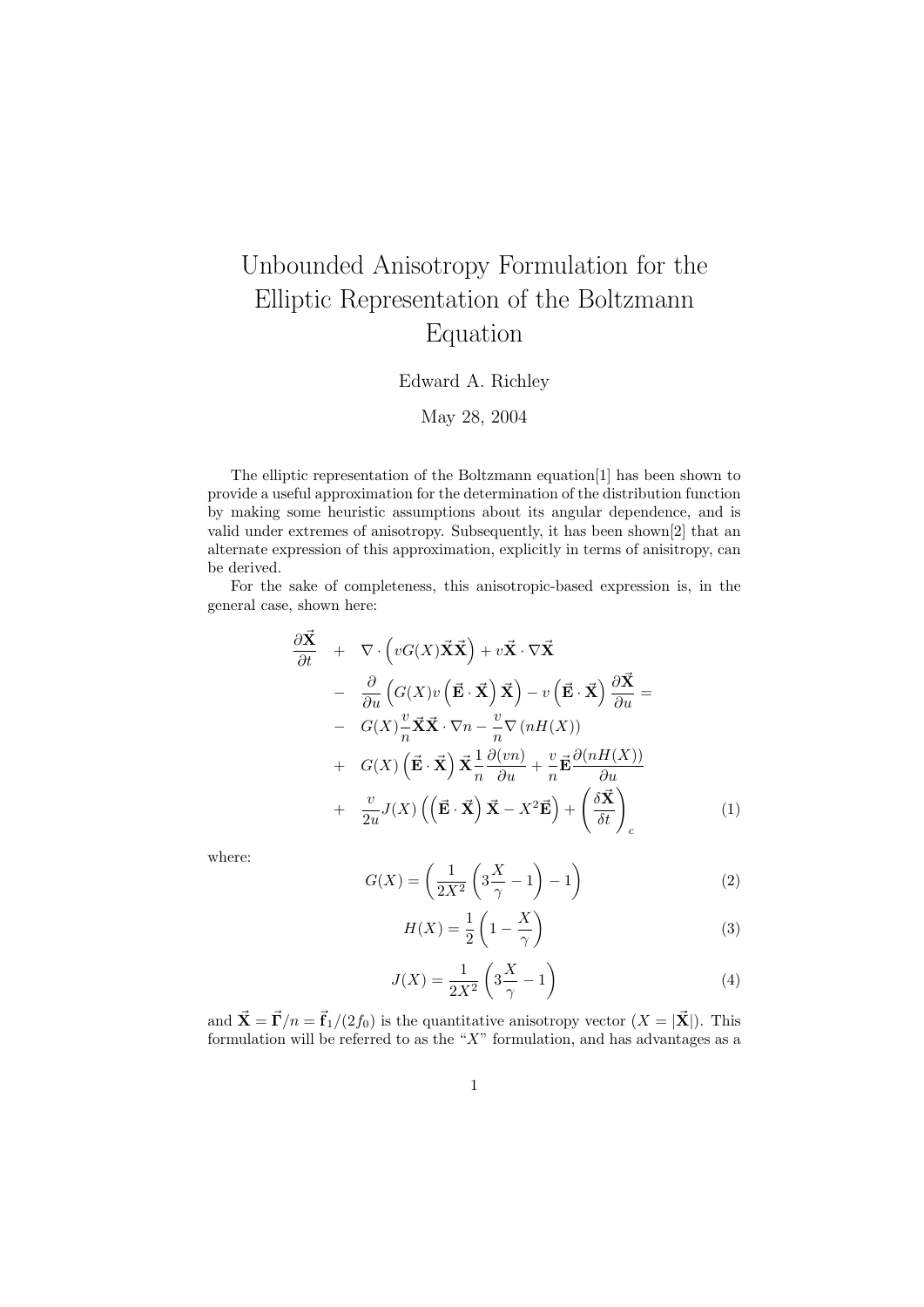# Unbounded Anisotropy Formulation for the Elliptic Representation of the Boltzmann Equation

Edward A. Richley

May 28, 2004

The elliptic representation of the Boltzmann equation[1] has been shown to provide a useful approximation for the determination of the distribution function by making some heuristic assumptions about its angular dependence, and is valid under extremes of anisotropy. Subsequently, it has been shown[2] that an alternate expression of this approximation, explicitly in terms of anisitropy, can be derived.

For the sake of completeness, this anisotropic-based expression is, in the general case, shown here:

$$
\begin{aligned}
\frac{\partial \vec{\mathbf{X}}}{\partial t} &+ \nabla \cdot \left( vG(X)\vec{\mathbf{X}}\vec{\mathbf{X}} \right) + v\vec{\mathbf{X}} \cdot \nabla \vec{\mathbf{X}} \\
&- \frac{\partial}{\partial u}\left( G(X)v\left( \vec{\mathbf{E}} \cdot \vec{\mathbf{X}} \right)\vec{\mathbf{X}} \right) - v\left( \vec{\mathbf{E}} \cdot \vec{\mathbf{X}} \right)\frac{\partial \vec{\mathbf{X}}}{\partial u} = \\
&- G(X)\frac{v}{n}\vec{\mathbf{X}}\vec{\mathbf{X}} \cdot \nabla n - \frac{v}{n}\nabla\left( nH(X) \right) \\
&+ G(X)\left( \vec{\mathbf{E}} \cdot \vec{\mathbf{X}} \right)\vec{\mathbf{X}}\frac{1}{n}\frac{\partial (vn)}{\partial u} + \frac{v}{n}\vec{\mathbf{E}}\frac{\partial (nH(X))}{\partial u} \\
&+ \frac{v}{2u}J(X)\left( \left( \vec{\mathbf{E}} \cdot \vec{\mathbf{X}} \right)\vec{\mathbf{X}} - X^2\vec{\mathbf{E}} \right) + \left( \frac{\delta \vec{\mathbf{X}}}{\delta t} \right)_c
\end{aligned}
\tag{1}
$$

where:

$$
G(X) = \left( \frac{1}{2X^2}\left( 3\frac{X}{\gamma} - 1 \right) - 1 \right) \tag{2}
$$

$$
H(X) = \frac{1}{2}\left( 1 - \frac{X}{\gamma} \right) \tag{3}
$$

$$
J(X) = \frac{1}{2X^2}\left( 3\frac{X}{\gamma} - 1 \right) \tag{4}
$$

and $\vec{\mathbf{X}} = \vec{\mathbf{\Gamma}}/n = \vec{\mathbf{f}}_1/(2f_0)$ is the quantitative anisotropy vector ($X = |\vec{\mathbf{X}}|$). This formulation will be referred to as the "$X$" formulation, and has advantages as a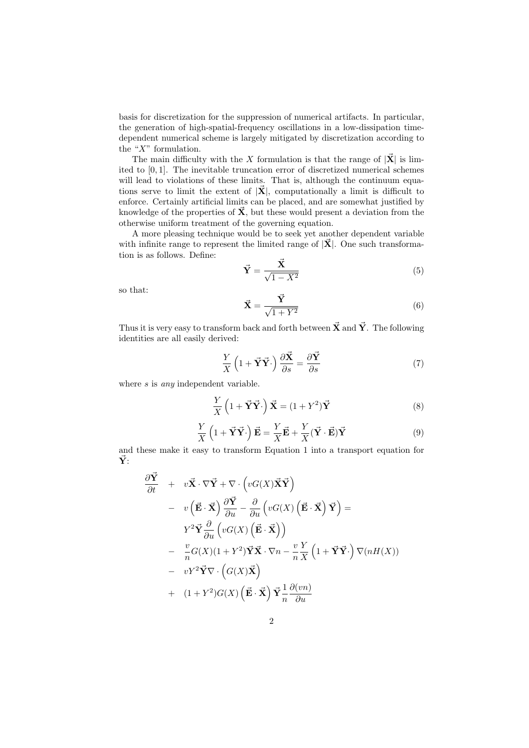basis for discretization for the suppression of numerical artifacts. In particular, the generation of high-spatial-frequency oscillations in a low-dissipation time-dependent numerical scheme is largely mitigated by discretization according to the "$X$" formulation.

The main difficulty with the $X$ formulation is that the range of $|\vec{\mathbf{X}}|$ is limited to $[0, 1]$. The inevitable truncation error of discretized numerical schemes will lead to violations of these limits. That is, although the continuum equations serve to limit the extent of $|\vec{\mathbf{X}}|$, computationally a limit is difficult to enforce. Certainly artificial limits can be placed, and are somewhat justified by knowledge of the properties of $\vec{\mathbf{X}}$, but these would present a deviation from the otherwise uniform treatment of the governing equation.

A more pleasing technique would be to seek yet another dependent variable with infinite range to represent the limited range of $|\vec{\mathbf{X}}|$. One such transformation is as follows. Define:

$$\vec{\mathbf{Y}} = \frac{\vec{\mathbf{X}}}{\sqrt{1 - X^2}} \tag{5}$$

so that:

$$\vec{\mathbf{X}} = \frac{\vec{\mathbf{Y}}}{\sqrt{1 + Y^2}} \tag{6}$$

Thus it is very easy to transform back and forth between $\vec{\mathbf{X}}$ and $\vec{\mathbf{Y}}$. The following identities are all easily derived:

$$\frac{Y}{X}\left(1 + \vec{\mathbf{Y}}\vec{\mathbf{Y}}\cdot\right)\frac{\partial \vec{\mathbf{X}}}{\partial s} = \frac{\partial \vec{\mathbf{Y}}}{\partial s} \tag{7}$$

where $s$ is *any* independent variable.

$$\frac{Y}{X}\left(1 + \vec{\mathbf{Y}}\vec{\mathbf{Y}}\cdot\right)\vec{\mathbf{X}} = (1 + Y^2)\vec{\mathbf{Y}} \tag{8}$$

$$\frac{Y}{X}\left(1 + \vec{\mathbf{Y}}\vec{\mathbf{Y}}\cdot\right)\vec{\mathbf{E}} = \frac{Y}{X}\vec{\mathbf{E}} + \frac{Y}{X}(\vec{\mathbf{Y}}\cdot\vec{\mathbf{E}})\vec{\mathbf{Y}} \tag{9}$$

and these make it easy to transform Equation 1 into a transport equation for $\vec{\mathbf{Y}}$:

$$\begin{aligned}
\frac{\partial \vec{\mathbf{Y}}}{\partial t} &+ v\vec{\mathbf{X}}\cdot\nabla\vec{\mathbf{Y}} + \nabla\cdot\left(vG(X)\vec{\mathbf{X}}\vec{\mathbf{Y}}\right) \\
&- v\left(\vec{\mathbf{E}}\cdot\vec{\mathbf{X}}\right)\frac{\partial \vec{\mathbf{Y}}}{\partial u} - \frac{\partial}{\partial u}\left(vG(X)\left(\vec{\mathbf{E}}\cdot\vec{\mathbf{X}}\right)\vec{\mathbf{Y}}\right) = \\
& Y^2\vec{\mathbf{Y}}\frac{\partial}{\partial u}\left(vG(X)\left(\vec{\mathbf{E}}\cdot\vec{\mathbf{X}}\right)\right) \\
&- \frac{v}{n}G(X)(1 + Y^2)\vec{\mathbf{Y}}\vec{\mathbf{X}}\cdot\nabla n - \frac{v}{n}\frac{Y}{X}\left(1 + \vec{\mathbf{Y}}\vec{\mathbf{Y}}\cdot\right)\nabla(nH(X)) \\
&- vY^2\vec{\mathbf{Y}}\nabla\cdot\left(G(X)\vec{\mathbf{X}}\right) \\
&+ (1 + Y^2)G(X)\left(\vec{\mathbf{E}}\cdot\vec{\mathbf{X}}\right)\vec{\mathbf{Y}}\frac{1}{n}\frac{\partial(vn)}{\partial u}
\end{aligned}$$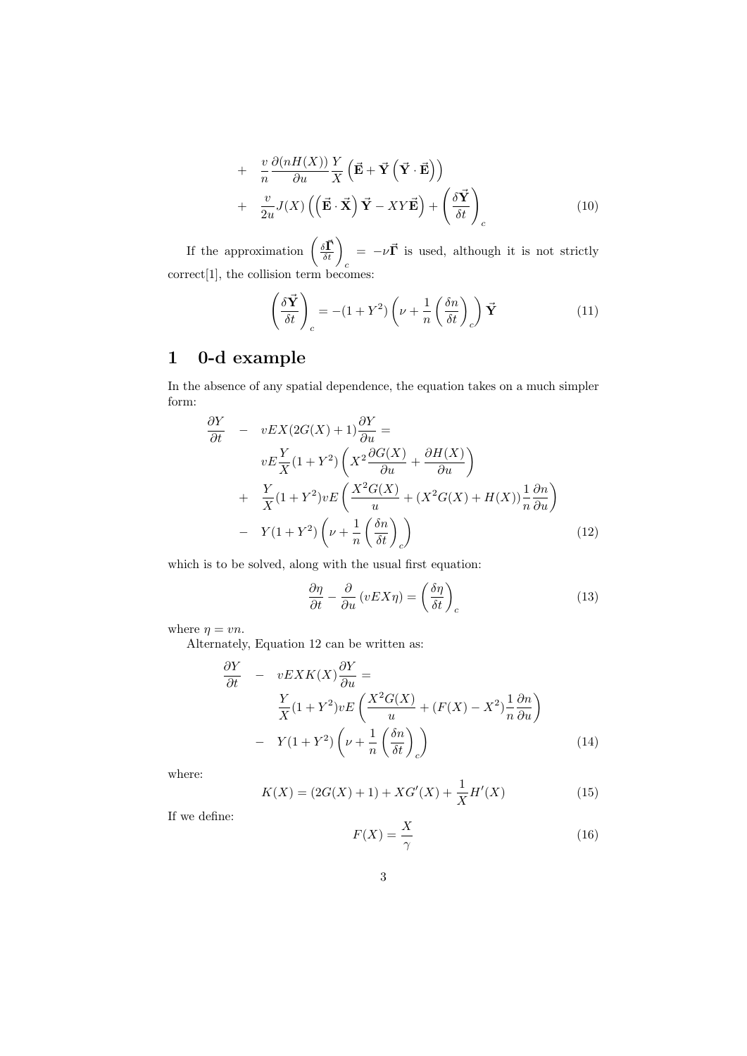$$
\begin{aligned}
&+ \quad \frac{v}{n}\frac{\partial (nH(X))}{\partial u}\frac{Y}{X}\left(\vec{\mathbf{E}} + \vec{\mathbf{Y}}\left(\vec{\mathbf{Y}}\cdot\vec{\mathbf{E}}\right)\right) \\
&+ \quad \frac{v}{2u}J(X)\left(\left(\vec{\mathbf{E}}\cdot\vec{\mathbf{X}}\right)\vec{\mathbf{Y}} - XY\vec{\mathbf{E}}\right) + \left(\frac{\delta\vec{\mathbf{Y}}}{\delta t}\right)_c
\end{aligned} \tag{10}
$$

If the approximation $\left(\frac{\delta\vec{\mathbf{\Gamma}}}{\delta t}\right)_c = -\nu\vec{\mathbf{\Gamma}}$ is used, although it is not strictly correct[1], the collision term becomes:

$$
\left(\frac{\delta\vec{\mathbf{Y}}}{\delta t}\right)_c = -(1+Y^2)\left(\nu + \frac{1}{n}\left(\frac{\delta n}{\delta t}\right)_c\right)\vec{\mathbf{Y}} \tag{11}
$$

# 1 0-d example

In the absence of any spatial dependence, the equation takes on a much simpler form:

$$
\begin{aligned}
\frac{\partial Y}{\partial t} \quad &- \quad vEX(2G(X)+1)\frac{\partial Y}{\partial u} = \\
& vE\frac{Y}{X}(1+Y^2)\left(X^2\frac{\partial G(X)}{\partial u} + \frac{\partial H(X)}{\partial u}\right) \\
&+ \quad \frac{Y}{X}(1+Y^2)vE\left(\frac{X^2G(X)}{u} + (X^2G(X)+H(X))\frac{1}{n}\frac{\partial n}{\partial u}\right) \\
&- \quad Y(1+Y^2)\left(\nu + \frac{1}{n}\left(\frac{\delta n}{\delta t}\right)_c\right)
\end{aligned} \tag{12}
$$

which is to be solved, along with the usual first equation:

$$
\frac{\partial \eta}{\partial t} - \frac{\partial}{\partial u}\left(vEX\eta\right) = \left(\frac{\delta \eta}{\delta t}\right)_c \tag{13}
$$

where $\eta = vn$.

Alternately, Equation 12 can be written as:

$$
\begin{aligned}
\frac{\partial Y}{\partial t} \quad &- \quad vEXK(X)\frac{\partial Y}{\partial u} = \\
& \frac{Y}{X}(1+Y^2)vE\left(\frac{X^2G(X)}{u} + (F(X)-X^2)\frac{1}{n}\frac{\partial n}{\partial u}\right) \\
&- \quad Y(1+Y^2)\left(\nu + \frac{1}{n}\left(\frac{\delta n}{\delta t}\right)_c\right)
\end{aligned} \tag{14}
$$

where:

$$
K(X) = (2G(X)+1) + XG'(X) + \frac{1}{X}H'(X) \tag{15}
$$

If we define:

$$
F(X) = \frac{X}{\gamma} \tag{16}
$$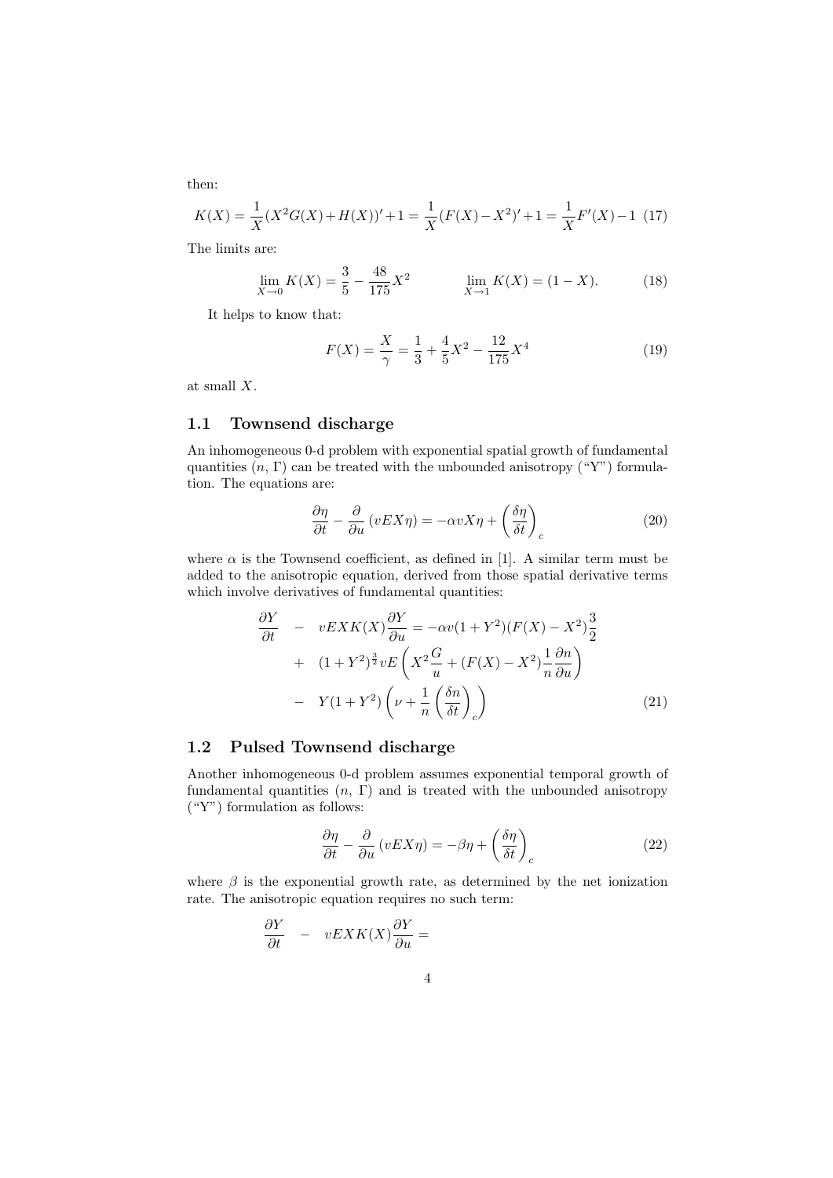then:

$$K(X) = \frac{1}{X}(X^2G(X)+H(X))'+1 = \frac{1}{X}(F(X)-X^2)'+1 = \frac{1}{X}F'(X)-1 \quad (17)$$

The limits are:

$$\lim_{X\to 0} K(X) = \frac{3}{5} - \frac{48}{175}X^2 \qquad\qquad \lim_{X\to 1} K(X) = (1-X). \quad (18)$$

It helps to know that:

$$F(X) = \frac{X}{\gamma} = \frac{1}{3} + \frac{4}{5}X^2 - \frac{12}{175}X^4 \quad (19)$$

at small $X$.

## 1.1 Townsend discharge

An inhomogeneous 0-d problem with exponential spatial growth of fundamental quantities ($n$, $\Gamma$) can be treated with the unbounded anisotropy ("Y") formulation. The equations are:

$$\frac{\partial \eta}{\partial t} - \frac{\partial}{\partial u}\left(vEX\eta\right) = -\alpha v X \eta + \left(\frac{\delta \eta}{\delta t}\right)_c \quad (20)$$

where $\alpha$ is the Townsend coefficient, as defined in [1]. A similar term must be added to the anisotropic equation, derived from those spatial derivative terms which involve derivatives of fundamental quantities:

$$\begin{aligned}
\frac{\partial Y}{\partial t} \quad &- \quad vEXK(X)\frac{\partial Y}{\partial u} = -\alpha v(1+Y^2)(F(X)-X^2)\frac{3}{2} \\
&+ \quad (1+Y^2)^{\frac{3}{2}} vE\left(X^2\frac{G}{u} + (F(X)-X^2)\frac{1}{n}\frac{\partial n}{\partial u}\right) \\
&- \quad Y(1+Y^2)\left(\nu + \frac{1}{n}\left(\frac{\delta n}{\delta t}\right)_c\right) \quad (21)
\end{aligned}$$

## 1.2 Pulsed Townsend discharge

Another inhomogeneous 0-d problem assumes exponential temporal growth of fundamental quantities ($n$, $\Gamma$) and is treated with the unbounded anisotropy ("Y") formulation as follows:

$$\frac{\partial \eta}{\partial t} - \frac{\partial}{\partial u}\left(vEX\eta\right) = -\beta\eta + \left(\frac{\delta \eta}{\delta t}\right)_c \quad (22)$$

where $\beta$ is the exponential growth rate, as determined by the net ionization rate. The anisotropic equation requires no such term:

$$\frac{\partial Y}{\partial t} \quad - \quad vEXK(X)\frac{\partial Y}{\partial u} =$$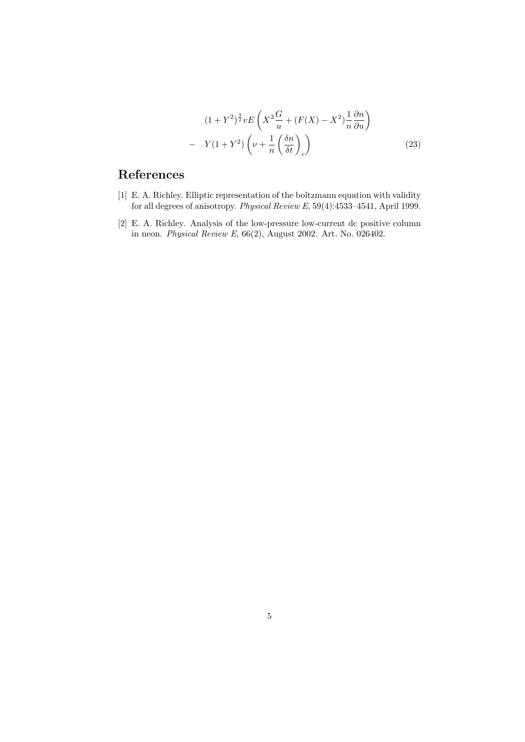$$
\begin{aligned}
& (1+Y^2)^{\frac{3}{2}} vE \left( X^2 \frac{G}{u} + (F(X) - X^2) \frac{1}{n} \frac{\partial n}{\partial u} \right) \\
- \quad & Y(1+Y^2) \left( \nu + \frac{1}{n} \left( \frac{\delta n}{\delta t} \right)_c \right)
\end{aligned}
\tag{23}
$$

# References

[1] E. A. Richley. Elliptic representation of the boltzmann equation with validity for all degrees of anisotropy. *Physical Review E*, 59(4):4533–4541, April 1999.

[2] E. A. Richley. Analysis of the low-pressure low-current dc positive column in neon. *Physical Review E*, 66(2), August 2002. Art. No. 026402.